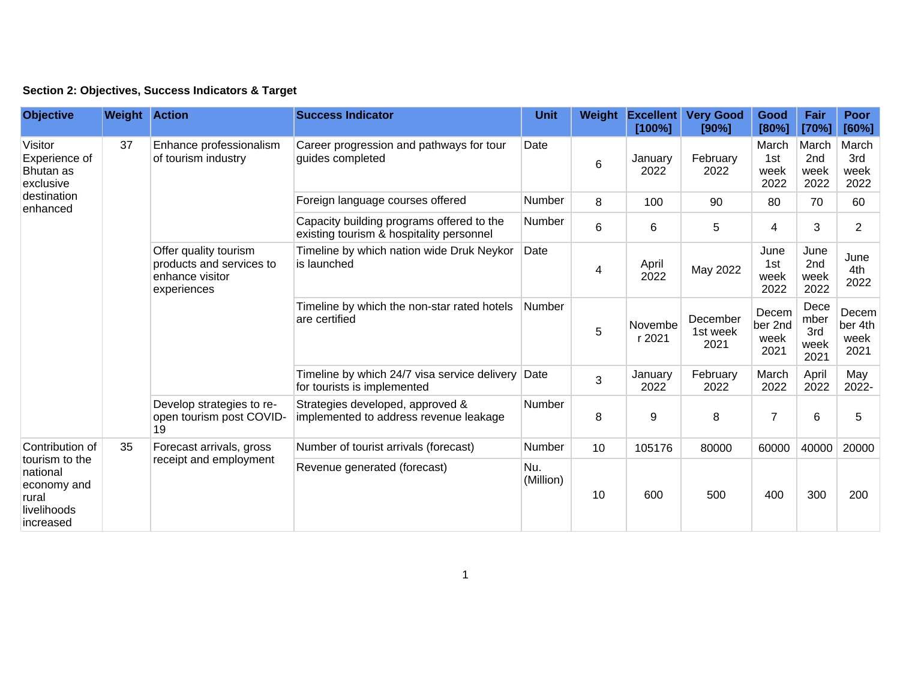**Section 2: Objectives, Success Indicators & Target**

| Objective | Weight | Action | Success Indicator | Unit | Weight | Excellent [100%] | Very Good [90%] | Good [80%] | Fair [70%] | Poor [60%] |
|---|---|---|---|---|---|---|---|---|---|---|
| Visitor Experience of Bhutan as exclusive destination enhanced | 37 | Enhance professionalism of tourism industry | Career progression and pathways for tour guides completed | Date | 6 | January 2022 | February 2022 | March 1st week 2022 | March 2nd week 2022 | March 3rd week 2022 |
| | | | Foreign language courses offered | Number | 8 | 100 | 90 | 80 | 70 | 60 |
| | | | Capacity building programs offered to the existing tourism & hospitality personnel | Number | 6 | 6 | 5 | 4 | 3 | 2 |
| | | Offer quality tourism products and services to enhance visitor experiences | Timeline by which nation wide Druk Neykor is launched | Date | 4 | April 2022 | May 2022 | June 1st week 2022 | June 2nd week 2022 | June 4th 2022 |
| | | | Timeline by which the non-star rated hotels are certified | Number | 5 | November 2021 | December 1st week 2021 | December 2nd week 2021 | December 3rd week 2021 | December 4th week 2021 |
| | | | Timeline by which 24/7 visa service delivery for tourists is implemented | Date | 3 | January 2022 | February 2022 | March 2022 | April 2022 | May 2022- |
| | | Develop strategies to re-open tourism post COVID-19 | Strategies developed, approved & implemented to address revenue leakage | Number | 8 | 9 | 8 | 7 | 6 | 5 |
| Contribution of tourism to the national economy and rural livelihoods increased | 35 | Forecast arrivals, gross receipt and employment | Number of tourist arrivals (forecast) | Number | 10 | 105176 | 80000 | 60000 | 40000 | 20000 |
| | | | Revenue generated (forecast) | Nu. (Million) | 10 | 600 | 500 | 400 | 300 | 200 |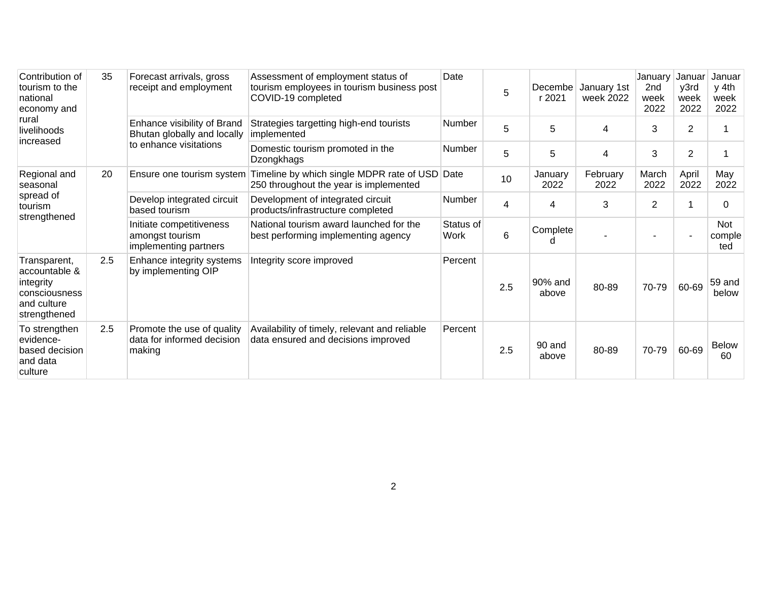| | | | | | | | | | | |
|---|---|---|---|---|---|---|---|---|---|---|
| Contribution of tourism to the national economy and rural livelihoods increased | 35 | Forecast arrivals, gross receipt and employment | Assessment of employment status of tourism employees in tourism business post COVID-19 completed | Date | 5 | December 2021 | January 1st week 2022 | January 2nd week 2022 | January3rd week 2022 | January 4th week 2022 |
| | | Enhance visibility of Brand Bhutan globally and locally to enhance visitations | Strategies targetting high-end tourists implemented | Number | 5 | 5 | 4 | 3 | 2 | 1 |
| | | | Domestic tourism promoted in the Dzongkhags | Number | 5 | 5 | 4 | 3 | 2 | 1 |
| Regional and seasonal spread of tourism strengthened | 20 | Ensure one tourism system | Timeline by which single MDPR rate of USD 250 throughout the year is implemented | Date | 10 | January 2022 | February 2022 | March 2022 | April 2022 | May 2022 |
| | | Develop integrated circuit based tourism | Development of integrated circuit products/infrastructure completed | Number | 4 | 4 | 3 | 2 | 1 | 0 |
| | | Initiate competitiveness amongst tourism implementing partners | National tourism award launched for the best performing implementing agency | Status of Work | 6 | Completed | - | - | - | Not completed |
| Transparent, accountable & integrity consciousness and culture strengthened | 2.5 | Enhance integrity systems by implementing OIP | Integrity score improved | Percent | 2.5 | 90% and above | 80-89 | 70-79 | 60-69 | 59 and below |
| To strengthen evidence-based decision and data culture | 2.5 | Promote the use of quality data for informed decision making | Availability of timely, relevant and reliable data ensured and decisions improved | Percent | 2.5 | 90 and above | 80-89 | 70-79 | 60-69 | Below 60 |